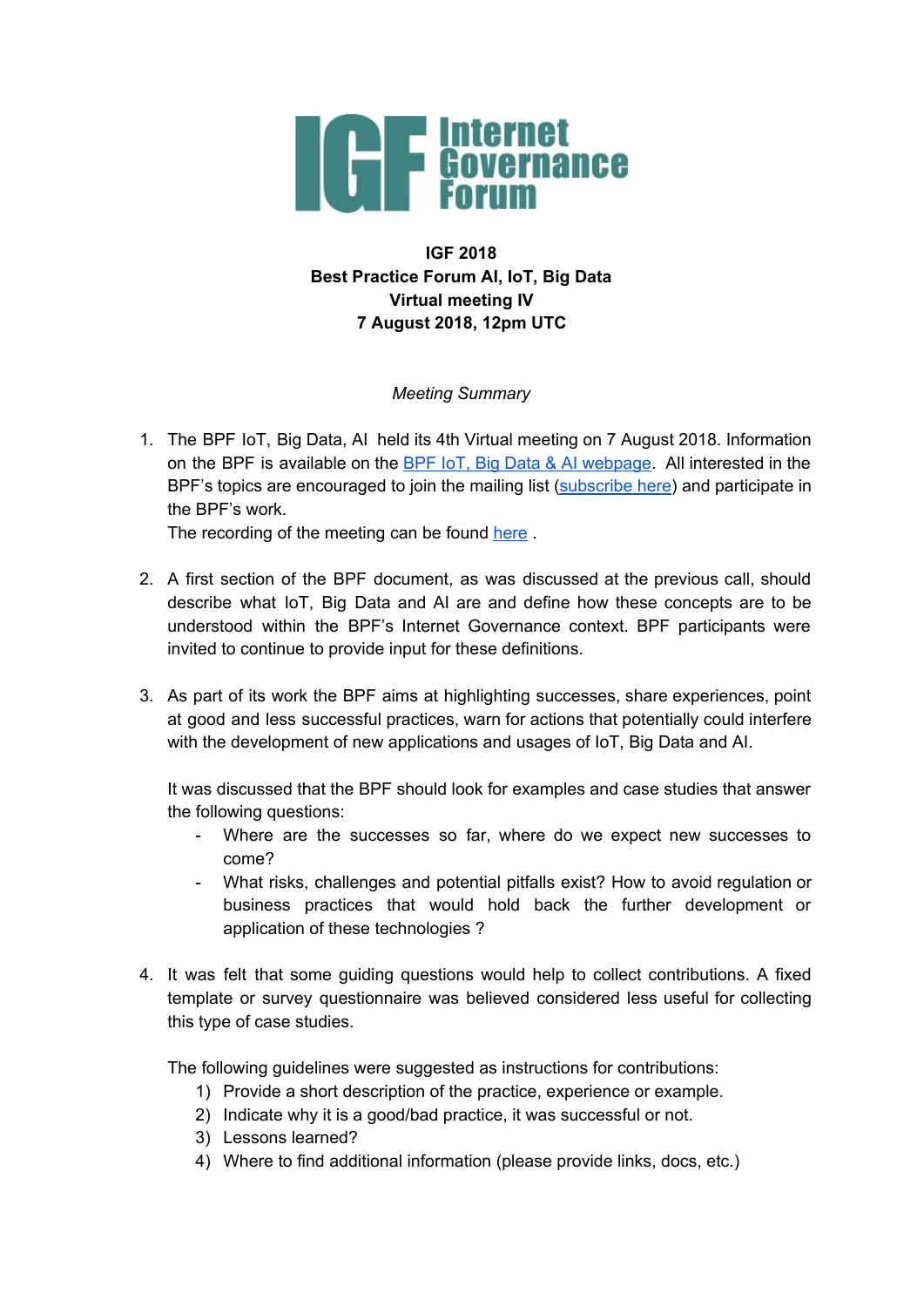**IGF 2018**
**Best Practice Forum AI, IoT, Big Data**
**Virtual meeting IV**
**7 August 2018, 12pm UTC**

*Meeting Summary*

1. The BPF IoT, Big Data, AI held its 4th Virtual meeting on 7 August 2018. Information on the BPF is available on the BPF IoT, Big Data & AI webpage. All interested in the BPF's topics are encouraged to join the mailing list (subscribe here) and participate in the BPF's work.
   The recording of the meeting can be found here .

2. A first section of the BPF document, as was discussed at the previous call, should describe what IoT, Big Data and AI are and define how these concepts are to be understood within the BPF's Internet Governance context. BPF participants were invited to continue to provide input for these definitions.

3. As part of its work the BPF aims at highlighting successes, share experiences, point at good and less successful practices, warn for actions that potentially could interfere with the development of new applications and usages of IoT, Big Data and AI.

   It was discussed that the BPF should look for examples and case studies that answer the following questions:
   - Where are the successes so far, where do we expect new successes to come?
   - What risks, challenges and potential pitfalls exist? How to avoid regulation or business practices that would hold back the further development or application of these technologies ?

4. It was felt that some guiding questions would help to collect contributions. A fixed template or survey questionnaire was believed considered less useful for collecting this type of case studies.

   The following guidelines were suggested as instructions for contributions:
   1) Provide a short description of the practice, experience or example.
   2) Indicate why it is a good/bad practice, it was successful or not.
   3) Lessons learned?
   4) Where to find additional information (please provide links, docs, etc.)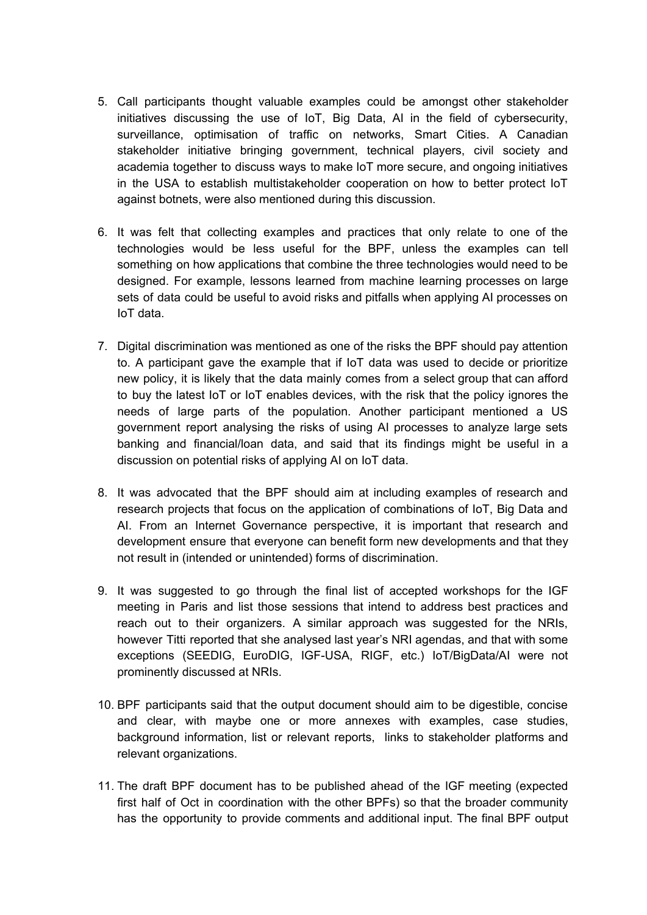5. Call participants thought valuable examples could be amongst other stakeholder initiatives discussing the use of IoT, Big Data, AI in the field of cybersecurity, surveillance, optimisation of traffic on networks, Smart Cities. A Canadian stakeholder initiative bringing government, technical players, civil society and academia together to discuss ways to make IoT more secure, and ongoing initiatives in the USA to establish multistakeholder cooperation on how to better protect IoT against botnets, were also mentioned during this discussion.

6. It was felt that collecting examples and practices that only relate to one of the technologies would be less useful for the BPF, unless the examples can tell something on how applications that combine the three technologies would need to be designed. For example, lessons learned from machine learning processes on large sets of data could be useful to avoid risks and pitfalls when applying AI processes on IoT data.

7. Digital discrimination was mentioned as one of the risks the BPF should pay attention to. A participant gave the example that if IoT data was used to decide or prioritize new policy, it is likely that the data mainly comes from a select group that can afford to buy the latest IoT or IoT enables devices, with the risk that the policy ignores the needs of large parts of the population. Another participant mentioned a US government report analysing the risks of using AI processes to analyze large sets banking and financial/loan data, and said that its findings might be useful in a discussion on potential risks of applying AI on IoT data.

8. It was advocated that the BPF should aim at including examples of research and research projects that focus on the application of combinations of IoT, Big Data and AI. From an Internet Governance perspective, it is important that research and development ensure that everyone can benefit form new developments and that they not result in (intended or unintended) forms of discrimination.

9. It was suggested to go through the final list of accepted workshops for the IGF meeting in Paris and list those sessions that intend to address best practices and reach out to their organizers. A similar approach was suggested for the NRIs, however Titti reported that she analysed last year's NRI agendas, and that with some exceptions (SEEDIG, EuroDIG, IGF-USA, RIGF, etc.) IoT/BigData/AI were not prominently discussed at NRIs.

10. BPF participants said that the output document should aim to be digestible, concise and clear, with maybe one or more annexes with examples, case studies, background information, list or relevant reports, links to stakeholder platforms and relevant organizations.

11. The draft BPF document has to be published ahead of the IGF meeting (expected first half of Oct in coordination with the other BPFs) so that the broader community has the opportunity to provide comments and additional input. The final BPF output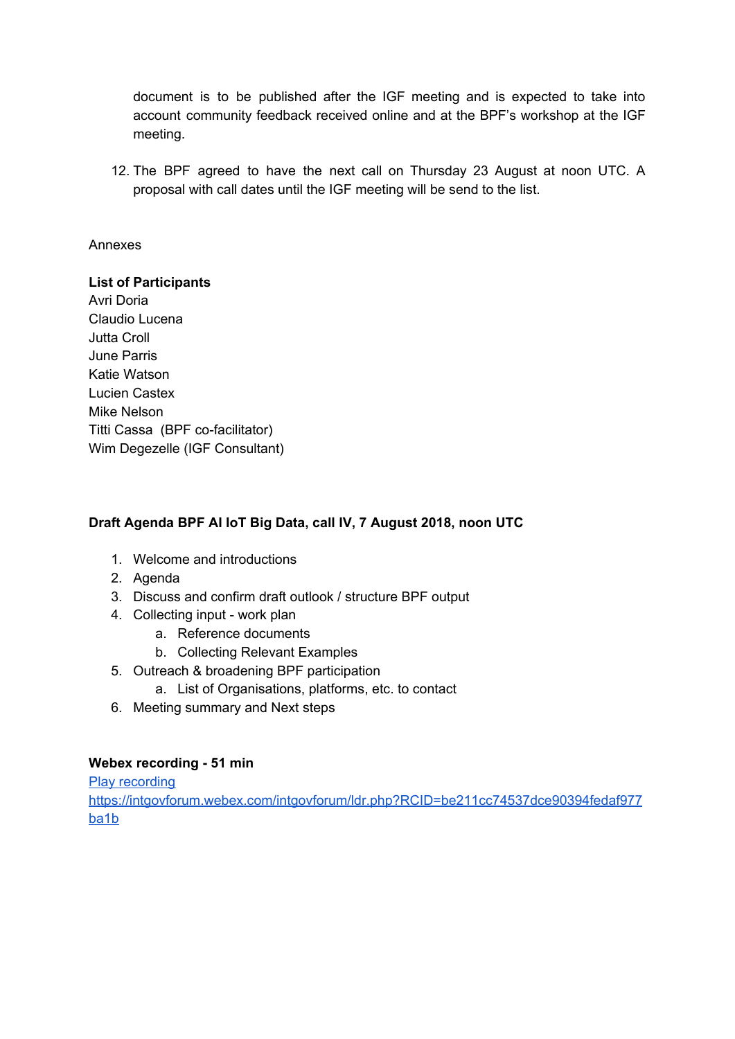document is to be published after the IGF meeting and is expected to take into account community feedback received online and at the BPF's workshop at the IGF meeting.

12. The BPF agreed to have the next call on Thursday 23 August at noon UTC. A proposal with call dates until the IGF meeting will be send to the list.

Annexes

**List of Participants**
Avri Doria
Claudio Lucena
Jutta Croll
June Parris
Katie Watson
Lucien Castex
Mike Nelson
Titti Cassa (BPF co-facilitator)
Wim Degezelle (IGF Consultant)

**Draft Agenda BPF AI IoT Big Data, call IV, 7 August 2018, noon UTC**

1. Welcome and introductions
2. Agenda
3. Discuss and confirm draft outlook / structure BPF output
4. Collecting input - work plan
   a. Reference documents
   b. Collecting Relevant Examples
5. Outreach & broadening BPF participation
   a. List of Organisations, platforms, etc. to contact
6. Meeting summary and Next steps

**Webex recording - 51 min**
[Play recording](https://intgovforum.webex.com/intgovforum/ldr.php?RCID=be211cc74537dce90394fedaf977ba1b)
https://intgovforum.webex.com/intgovforum/ldr.php?RCID=be211cc74537dce90394fedaf977ba1b